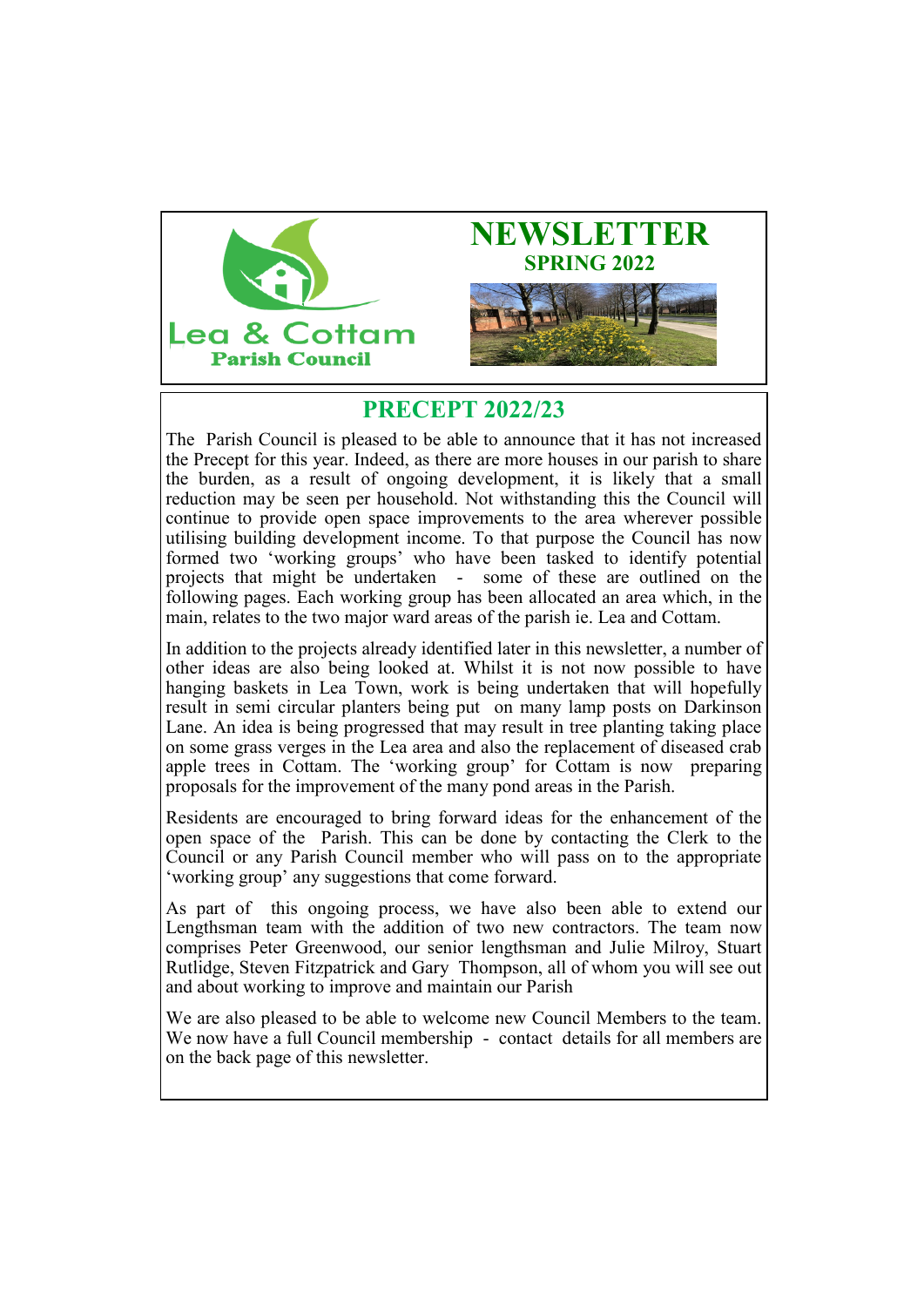Lea & Cottam

Parish Council

# NEWSLETTER

## SPRING 2022

## PRECEPT 2022/23

The Parish Council is pleased to be able to announce that it has not increased the Precept for this year. Indeed, as there are more houses in our parish to share the burden, as a result of ongoing development, it is likely that a small reduction may be seen per household. Not withstanding this the Council will continue to provide open space improvements to the area wherever possible utilising building development income. To that purpose the Council has now formed two 'working groups' who have been tasked to identify potential projects that might be undertaken - some of these are outlined on the following pages. Each working group has been allocated an area which, in the main, relates to the two major ward areas of the parish ie. Lea and Cottam.

In addition to the projects already identified later in this newsletter, a number of other ideas are also being looked at. Whilst it is not now possible to have hanging baskets in Lea Town, work is being undertaken that will hopefully result in semi circular planters being put on many lamp posts on Darkinson Lane. An idea is being progressed that may result in tree planting taking place on some grass verges in the Lea area and also the replacement of diseased crab apple trees in Cottam. The 'working group' for Cottam is now preparing proposals for the improvement of the many pond areas in the Parish.

Residents are encouraged to bring forward ideas for the enhancement of the open space of the Parish. This can be done by contacting the Clerk to the Council or any Parish Council member who will pass on to the appropriate 'working group' any suggestions that come forward.

As part of this ongoing process, we have also been able to extend our Lengthsman team with the addition of two new contractors. The team now comprises Peter Greenwood, our senior lengthsman and Julie Milroy, Stuart Rutlidge, Steven Fitzpatrick and Gary Thompson, all of whom you will see out and about working to improve and maintain our Parish

We are also pleased to be able to welcome new Council Members to the team. We now have a full Council membership - contact details for all members are on the back page of this newsletter.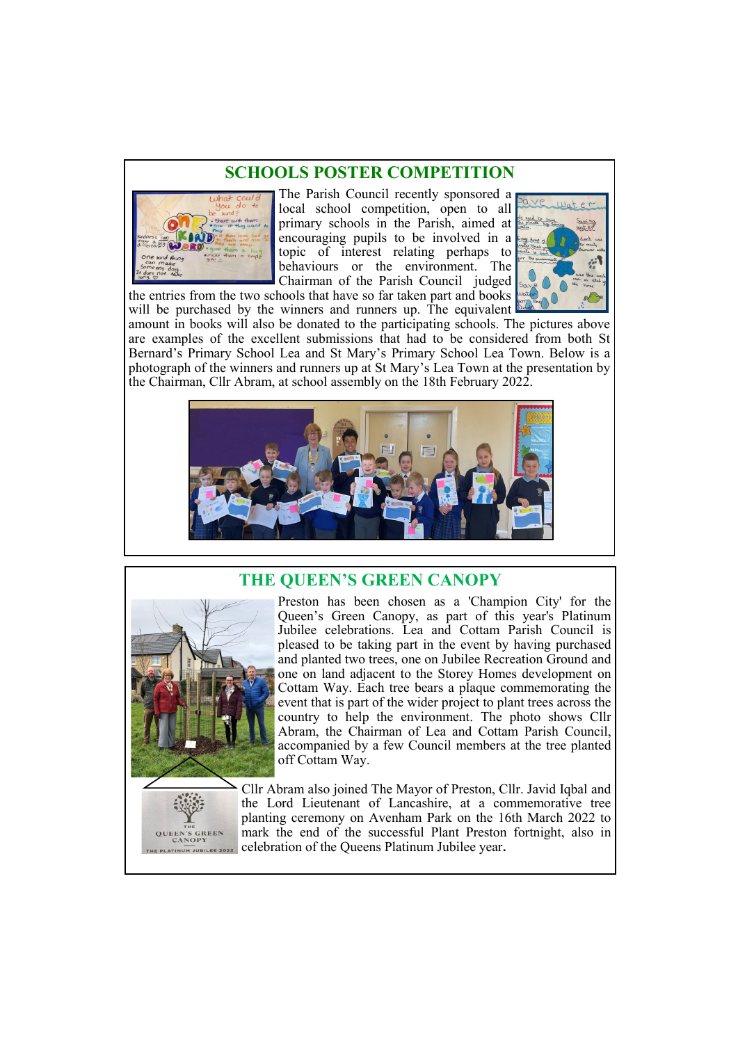## SCHOOLS POSTER COMPETITION

The Parish Council recently sponsored a local school competition, open to all primary schools in the Parish, aimed at encouraging pupils to be involved in a topic of interest relating perhaps to behaviours or the environment. The Chairman of the Parish Council judged the entries from the two schools that have so far taken part and books will be purchased by the winners and runners up. The equivalent amount in books will also be donated to the participating schools. The pictures above are examples of the excellent submissions that had to be considered from both St Bernard's Primary School Lea and St Mary's Primary School Lea Town. Below is a photograph of the winners and runners up at St Mary's Lea Town at the presentation by the Chairman, Cllr Abram, at school assembly on the 18th February 2022.

## THE QUEEN'S GREEN CANOPY

Preston has been chosen as a 'Champion City' for the Queen's Green Canopy, as part of this year's Platinum Jubilee celebrations. Lea and Cottam Parish Council is pleased to be taking part in the event by having purchased and planted two trees, one on Jubilee Recreation Ground and one on land adjacent to the Storey Homes development on Cottam Way. Each tree bears a plaque commemorating the event that is part of the wider project to plant trees across the country to help the environment. The photo shows Cllr Abram, the Chairman of Lea and Cottam Parish Council, accompanied by a few Council members at the tree planted off Cottam Way.

Cllr Abram also joined The Mayor of Preston, Cllr. Javid Iqbal and the Lord Lieutenant of Lancashire, at a commemorative tree planting ceremony on Avenham Park on the 16th March 2022 to mark the end of the successful Plant Preston fortnight, also in celebration of the Queens Platinum Jubilee year.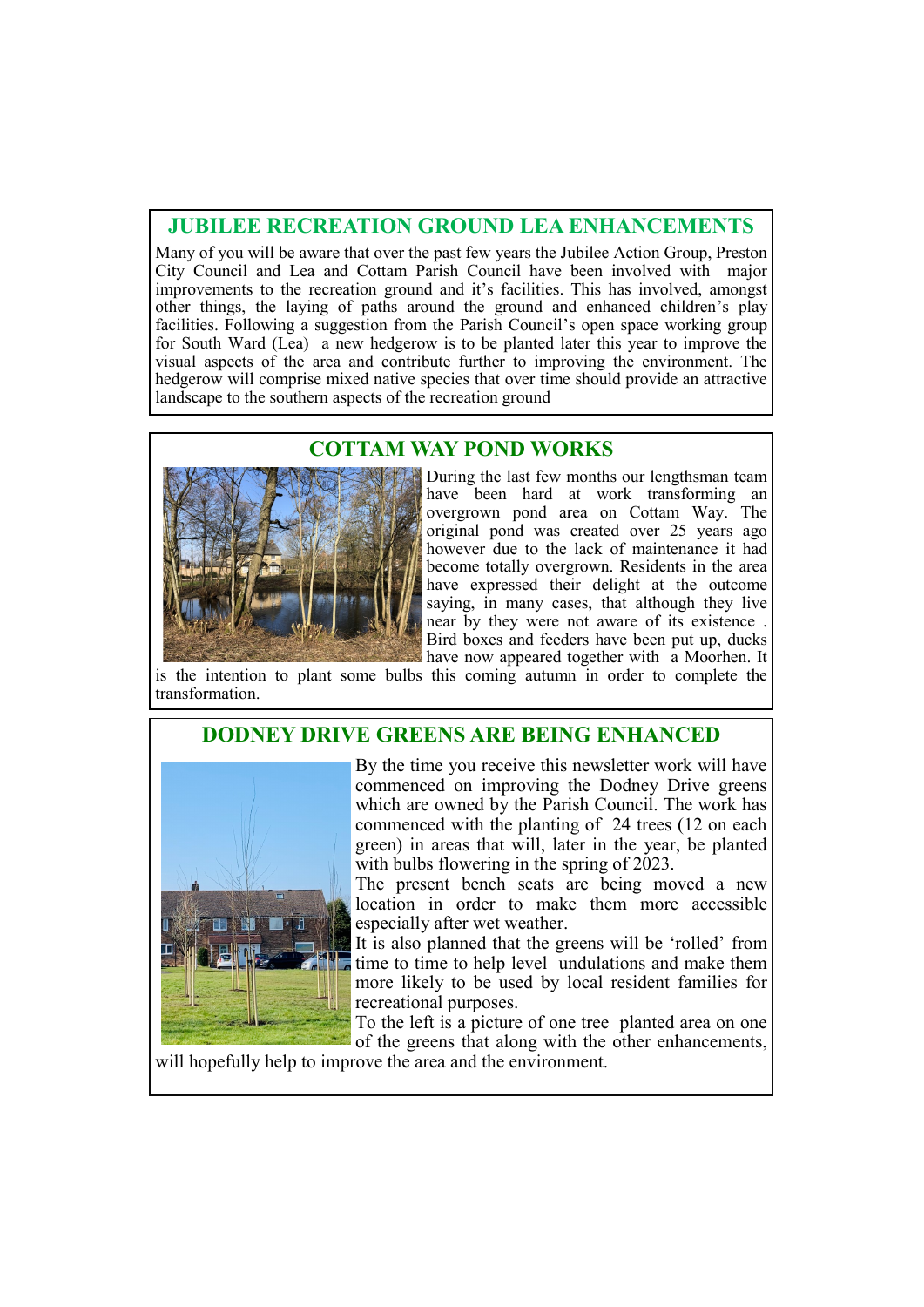## JUBILEE RECREATION GROUND LEA ENHANCEMENTS

Many of you will be aware that over the past few years the Jubilee Action Group, Preston City Council and Lea and Cottam Parish Council have been involved with major improvements to the recreation ground and it's facilities. This has involved, amongst other things, the laying of paths around the ground and enhanced children's play facilities. Following a suggestion from the Parish Council's open space working group for South Ward (Lea) a new hedgerow is to be planted later this year to improve the visual aspects of the area and contribute further to improving the environment. The hedgerow will comprise mixed native species that over time should provide an attractive landscape to the southern aspects of the recreation ground

## COTTAM WAY POND WORKS

During the last few months our lengthsman team have been hard at work transforming an overgrown pond area on Cottam Way. The original pond was created over 25 years ago however due to the lack of maintenance it had become totally overgrown. Residents in the area have expressed their delight at the outcome saying, in many cases, that although they live near by they were not aware of its existence . Bird boxes and feeders have been put up, ducks have now appeared together with a Moorhen. It is the intention to plant some bulbs this coming autumn in order to complete the transformation.

## DODNEY DRIVE GREENS ARE BEING ENHANCED

By the time you receive this newsletter work will have commenced on improving the Dodney Drive greens which are owned by the Parish Council. The work has commenced with the planting of 24 trees (12 on each green) in areas that will, later in the year, be planted with bulbs flowering in the spring of 2023.

The present bench seats are being moved a new location in order to make them more accessible especially after wet weather.

It is also planned that the greens will be 'rolled' from time to time to help level undulations and make them more likely to be used by local resident families for recreational purposes.

To the left is a picture of one tree planted area on one of the greens that along with the other enhancements, will hopefully help to improve the area and the environment.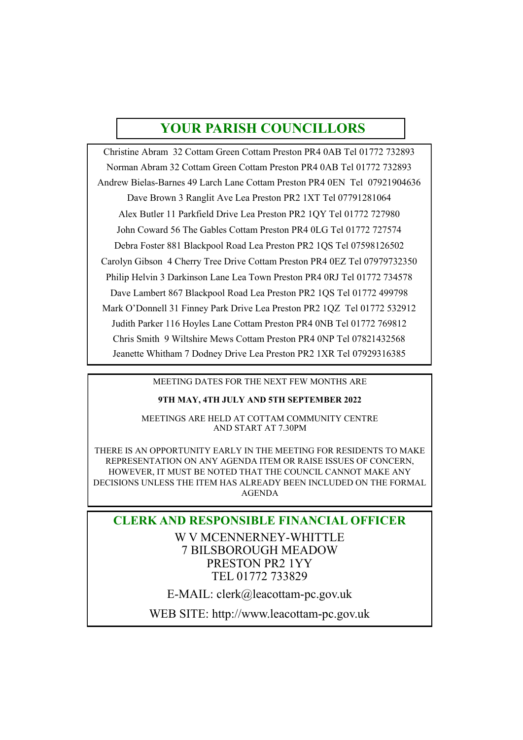## YOUR PARISH COUNCILLORS

Christine Abram 32 Cottam Green Cottam Preston PR4 0AB Tel 01772 732893

Norman Abram 32 Cottam Green Cottam Preston PR4 0AB Tel 01772 732893

Andrew Bielas-Barnes 49 Larch Lane Cottam Preston PR4 0EN Tel 07921904636

Dave Brown 3 Ranglit Ave Lea Preston PR2 1XT Tel 07791281064

Alex Butler 11 Parkfield Drive Lea Preston PR2 1QY Tel 01772 727980

John Coward 56 The Gables Cottam Preston PR4 0LG Tel 01772 727574

Debra Foster 881 Blackpool Road Lea Preston PR2 1QS Tel 07598126502

Carolyn Gibson 4 Cherry Tree Drive Cottam Preston PR4 0EZ Tel 07979732350

Philip Helvin 3 Darkinson Lane Lea Town Preston PR4 0RJ Tel 01772 734578

Dave Lambert 867 Blackpool Road Lea Preston PR2 1QS Tel 01772 499798

Mark O'Donnell 31 Finney Park Drive Lea Preston PR2 1QZ Tel 01772 532912

Judith Parker 116 Hoyles Lane Cottam Preston PR4 0NB Tel 01772 769812

Chris Smith 9 Wiltshire Mews Cottam Preston PR4 0NP Tel 07821432568

Jeanette Whitham 7 Dodney Drive Lea Preston PR2 1XR Tel 07929316385

MEETING DATES FOR THE NEXT FEW MONTHS ARE

**9TH MAY, 4TH JULY AND 5TH SEPTEMBER 2022**

MEETINGS ARE HELD AT COTTAM COMMUNITY CENTRE AND START AT 7.30PM

THERE IS AN OPPORTUNITY EARLY IN THE MEETING FOR RESIDENTS TO MAKE REPRESENTATION ON ANY AGENDA ITEM OR RAISE ISSUES OF CONCERN, HOWEVER, IT MUST BE NOTED THAT THE COUNCIL CANNOT MAKE ANY DECISIONS UNLESS THE ITEM HAS ALREADY BEEN INCLUDED ON THE FORMAL AGENDA

## CLERK AND RESPONSIBLE FINANCIAL OFFICER

W V MCENNERNEY-WHITTLE
7 BILSBOROUGH MEADOW
PRESTON PR2 1YY
TEL 01772 733829

E-MAIL: clerk@leacottam-pc.gov.uk

WEB SITE: http://www.leacottam-pc.gov.uk